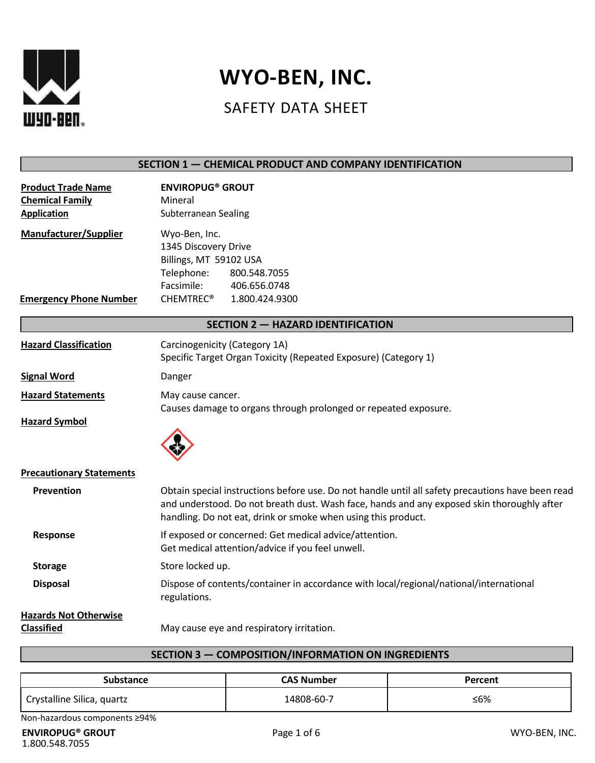# WYO-BEN, INC.

## SAFETY DATA SHEET

## SECTION 1 — CHEMICAL PRODUCT AND COMPANY IDENTIFICATION

**Product Trade Name** — **ENVIROPUG® GROUT**

**Chemical Family** — Mineral

**Application** — Subterranean Sealing

**Manufacturer/Supplier** — Wyo-Ben, Inc.
1345 Discovery Drive
Billings, MT 59102 USA
Telephone: 800.548.7055
Facsimile: 406.656.0748

**Emergency Phone Number** — CHEMTREC® 1.800.424.9300

## SECTION 2 — HAZARD IDENTIFICATION

**Hazard Classification** — Carcinogenicity (Category 1A)
Specific Target Organ Toxicity (Repeated Exposure) (Category 1)

**Signal Word** — Danger

**Hazard Statements** — May cause cancer.
Causes damage to organs through prolonged or repeated exposure.

**Hazard Symbol**

**Precautionary Statements**

**Prevention** — Obtain special instructions before use. Do not handle until all safety precautions have been read and understood. Do not breath dust. Wash face, hands and any exposed skin thoroughly after handling. Do not eat, drink or smoke when using this product.

**Response** — If exposed or concerned: Get medical advice/attention.
Get medical attention/advice if you feel unwell.

**Storage** — Store locked up.

**Disposal** — Dispose of contents/container in accordance with local/regional/national/international regulations.

**Hazards Not Otherwise Classified** — May cause eye and respiratory irritation.

## SECTION 3 — COMPOSITION/INFORMATION ON INGREDIENTS

| Substance | CAS Number | Percent |
|---|---|---|
| Crystalline Silica, quartz | 14808-60-7 | ≤6% |

Non-hazardous components ≥94%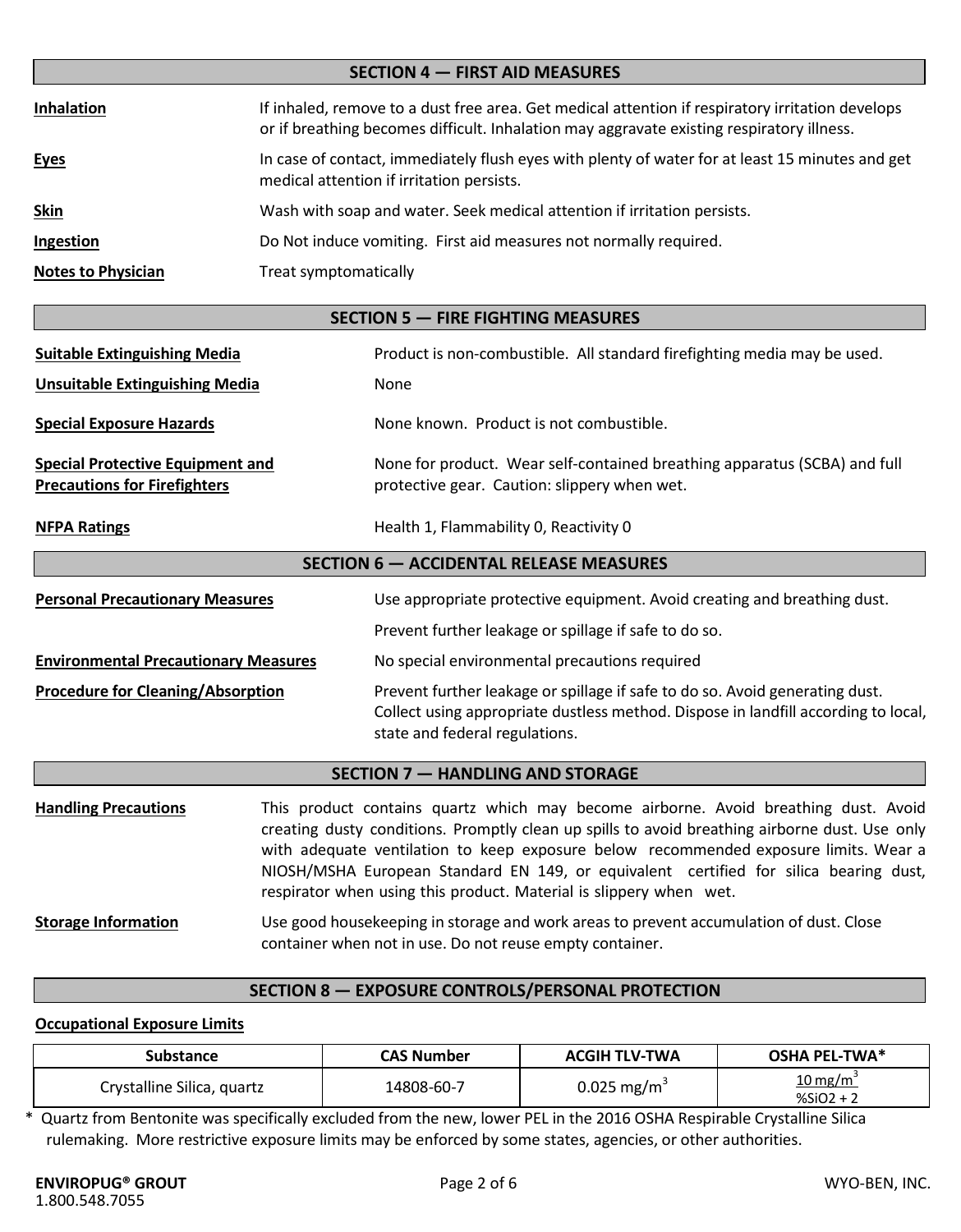## SECTION 4 — FIRST AID MEASURES

**Inhalation** If inhaled, remove to a dust free area. Get medical attention if respiratory irritation develops or if breathing becomes difficult. Inhalation may aggravate existing respiratory illness.

**Eyes** In case of contact, immediately flush eyes with plenty of water for at least 15 minutes and get medical attention if irritation persists.

**Skin** Wash with soap and water. Seek medical attention if irritation persists.

**Ingestion** Do Not induce vomiting. First aid measures not normally required.

**Notes to Physician** Treat symptomatically

## SECTION 5 — FIRE FIGHTING MEASURES

**Suitable Extinguishing Media** Product is non-combustible. All standard firefighting media may be used.

**Unsuitable Extinguishing Media** None

**Special Exposure Hazards** None known. Product is not combustible.

**Special Protective Equipment and Precautions for Firefighters** None for product. Wear self-contained breathing apparatus (SCBA) and full protective gear. Caution: slippery when wet.

**NFPA Ratings** Health 1, Flammability 0, Reactivity 0

## SECTION 6 — ACCIDENTAL RELEASE MEASURES

**Personal Precautionary Measures** Use appropriate protective equipment. Avoid creating and breathing dust.

Prevent further leakage or spillage if safe to do so.

**Environmental Precautionary Measures** No special environmental precautions required

**Procedure for Cleaning/Absorption** Prevent further leakage or spillage if safe to do so. Avoid generating dust. Collect using appropriate dustless method. Dispose in landfill according to local, state and federal regulations.

## SECTION 7 — HANDLING AND STORAGE

**Handling Precautions** This product contains quartz which may become airborne. Avoid breathing dust. Avoid creating dusty conditions. Promptly clean up spills to avoid breathing airborne dust. Use only with adequate ventilation to keep exposure below recommended exposure limits. Wear a NIOSH/MSHA European Standard EN 149, or equivalent certified for silica bearing dust, respirator when using this product. Material is slippery when wet.

**Storage Information** Use good housekeeping in storage and work areas to prevent accumulation of dust. Close container when not in use. Do not reuse empty container.

## SECTION 8 — EXPOSURE CONTROLS/PERSONAL PROTECTION

**Occupational Exposure Limits**

| Substance | CAS Number | ACGIH TLV-TWA | OSHA PEL-TWA* |
|---|---|---|---|
| Crystalline Silica, quartz | 14808-60-7 | 0.025 $mg/m^3$ | $\frac{10\ mg/m^3}{\%SiO_2 + 2}$ |

\* Quartz from Bentonite was specifically excluded from the new, lower PEL in the 2016 OSHA Respirable Crystalline Silica rulemaking. More restrictive exposure limits may be enforced by some states, agencies, or other authorities.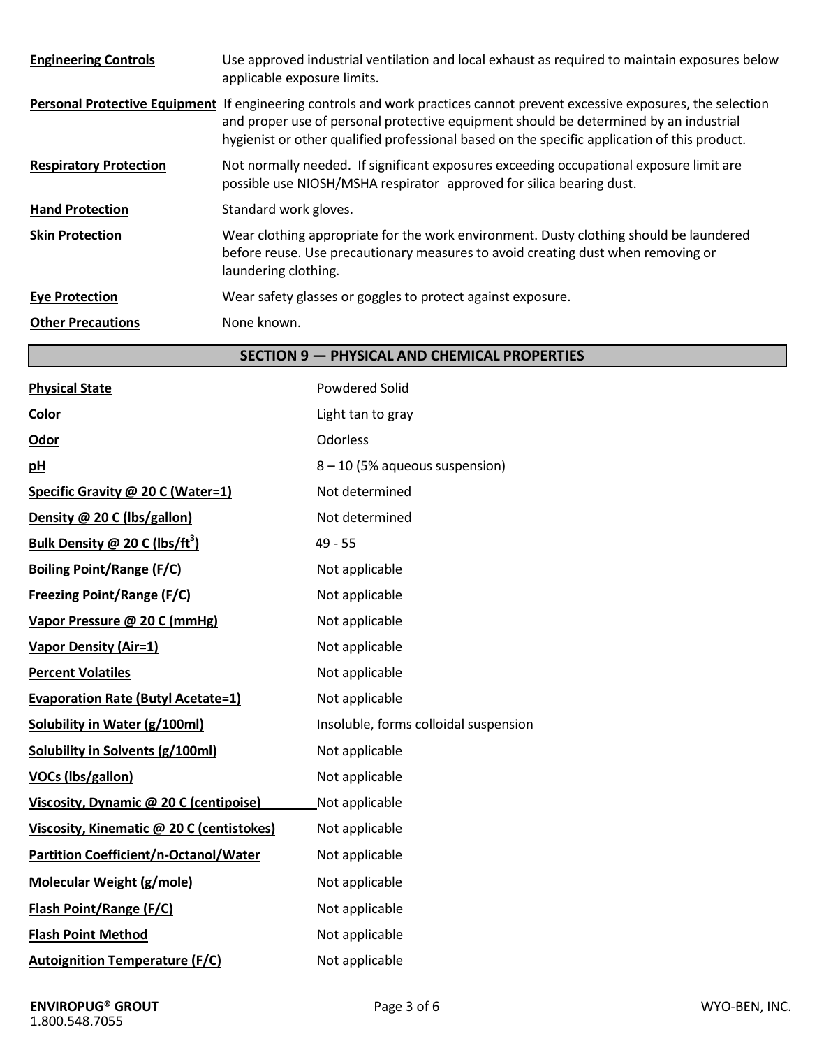| | |
|---|---|
| **Engineering Controls** | Use approved industrial ventilation and local exhaust as required to maintain exposures below applicable exposure limits. |
| **Personal Protective Equipment** | If engineering controls and work practices cannot prevent excessive exposures, the selection and proper use of personal protective equipment should be determined by an industrial hygienist or other qualified professional based on the specific application of this product. |
| **Respiratory Protection** | Not normally needed. If significant exposures exceeding occupational exposure limit are possible use NIOSH/MSHA respirator approved for silica bearing dust. |
| **Hand Protection** | Standard work gloves. |
| **Skin Protection** | Wear clothing appropriate for the work environment. Dusty clothing should be laundered before reuse. Use precautionary measures to avoid creating dust when removing or laundering clothing. |
| **Eye Protection** | Wear safety glasses or goggles to protect against exposure. |
| **Other Precautions** | None known. |

## SECTION 9 — PHYSICAL AND CHEMICAL PROPERTIES

| | |
|---|---|
| **Physical State** | Powdered Solid |
| **Color** | Light tan to gray |
| **Odor** | Odorless |
| **pH** | 8 – 10 (5% aqueous suspension) |
| **Specific Gravity @ 20 C (Water=1)** | Not determined |
| **Density @ 20 C (lbs/gallon)** | Not determined |
| **Bulk Density @ 20 C (lbs/ft$^3$)** | 49 - 55 |
| **Boiling Point/Range (F/C)** | Not applicable |
| **Freezing Point/Range (F/C)** | Not applicable |
| **Vapor Pressure @ 20 C (mmHg)** | Not applicable |
| **Vapor Density (Air=1)** | Not applicable |
| **Percent Volatiles** | Not applicable |
| **Evaporation Rate (Butyl Acetate=1)** | Not applicable |
| **Solubility in Water (g/100ml)** | Insoluble, forms colloidal suspension |
| **Solubility in Solvents (g/100ml)** | Not applicable |
| **VOCs (lbs/gallon)** | Not applicable |
| **Viscosity, Dynamic @ 20 C (centipoise)** | Not applicable |
| **Viscosity, Kinematic @ 20 C (centistokes)** | Not applicable |
| **Partition Coefficient/n-Octanol/Water** | Not applicable |
| **Molecular Weight (g/mole)** | Not applicable |
| **Flash Point/Range (F/C)** | Not applicable |
| **Flash Point Method** | Not applicable |
| **Autoignition Temperature (F/C)** | Not applicable |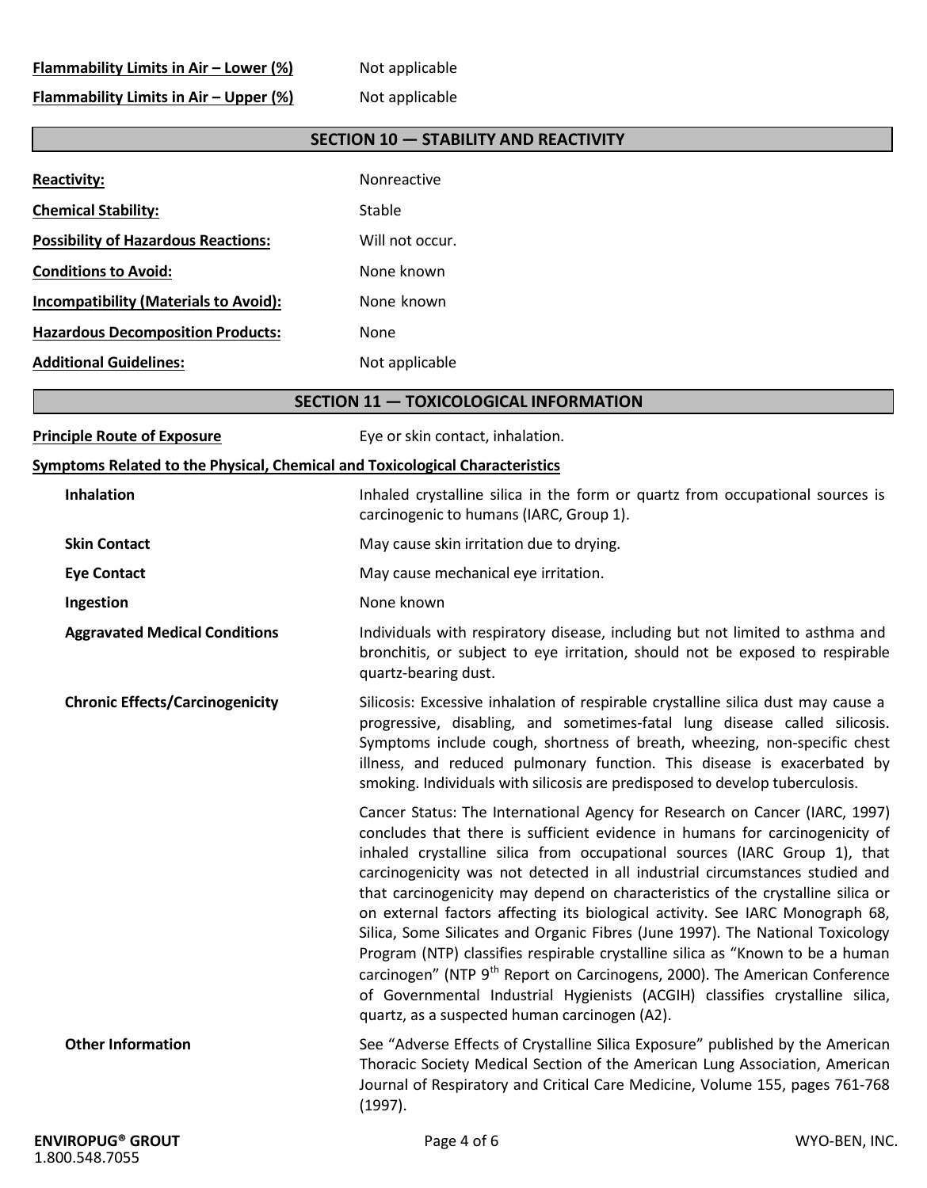**Flammability Limits in Air – Lower (%)** Not applicable

**Flammability Limits in Air – Upper (%)** Not applicable

## SECTION 10 — STABILITY AND REACTIVITY

**Reactivity:** Nonreactive

**Chemical Stability:** Stable

**Possibility of Hazardous Reactions:** Will not occur.

**Conditions to Avoid:** None known

**Incompatibility (Materials to Avoid):** None known

**Hazardous Decomposition Products:** None

**Additional Guidelines:** Not applicable

## SECTION 11 — TOXICOLOGICAL INFORMATION

**Principle Route of Exposure** Eye or skin contact, inhalation.

**Symptoms Related to the Physical, Chemical and Toxicological Characteristics**

**Inhalation** Inhaled crystalline silica in the form or quartz from occupational sources is carcinogenic to humans (IARC, Group 1).

**Skin Contact** May cause skin irritation due to drying.

**Eye Contact** May cause mechanical eye irritation.

**Ingestion** None known

**Aggravated Medical Conditions** Individuals with respiratory disease, including but not limited to asthma and bronchitis, or subject to eye irritation, should not be exposed to respirable quartz-bearing dust.

**Chronic Effects/Carcinogenicity** Silicosis: Excessive inhalation of respirable crystalline silica dust may cause a progressive, disabling, and sometimes-fatal lung disease called silicosis. Symptoms include cough, shortness of breath, wheezing, non-specific chest illness, and reduced pulmonary function. This disease is exacerbated by smoking. Individuals with silicosis are predisposed to develop tuberculosis.

Cancer Status: The International Agency for Research on Cancer (IARC, 1997) concludes that there is sufficient evidence in humans for carcinogenicity of inhaled crystalline silica from occupational sources (IARC Group 1), that carcinogenicity was not detected in all industrial circumstances studied and that carcinogenicity may depend on characteristics of the crystalline silica or on external factors affecting its biological activity. See IARC Monograph 68, Silica, Some Silicates and Organic Fibres (June 1997). The National Toxicology Program (NTP) classifies respirable crystalline silica as "Known to be a human carcinogen" (NTP 9th Report on Carcinogens, 2000). The American Conference of Governmental Industrial Hygienists (ACGIH) classifies crystalline silica, quartz, as a suspected human carcinogen (A2).

**Other Information** See "Adverse Effects of Crystalline Silica Exposure" published by the American Thoracic Society Medical Section of the American Lung Association, American Journal of Respiratory and Critical Care Medicine, Volume 155, pages 761-768 (1997).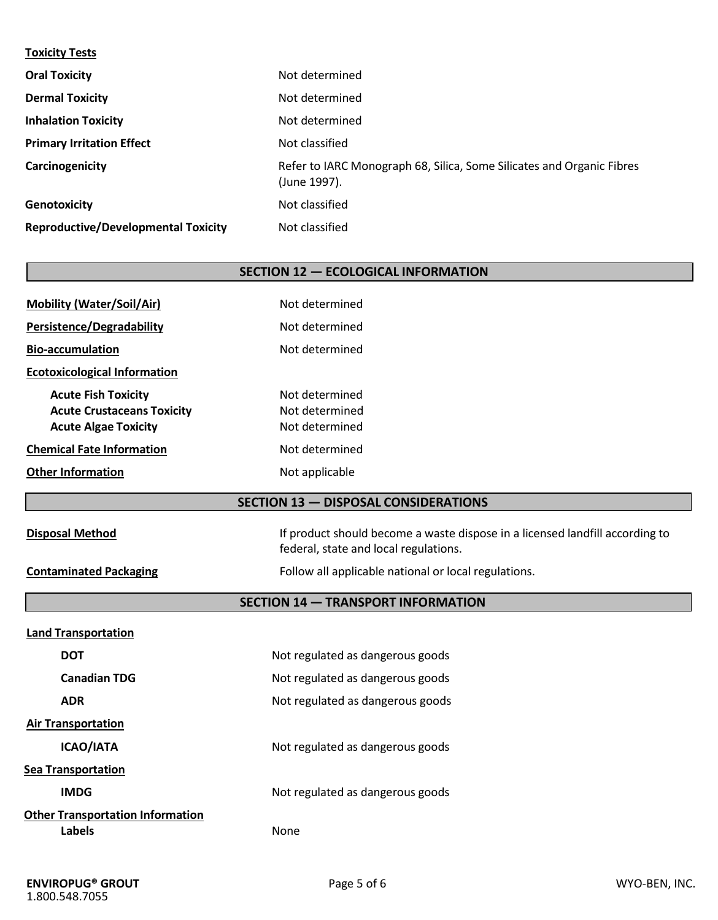**Toxicity Tests**

| | |
|---|---|
| **Oral Toxicity** | Not determined |
| **Dermal Toxicity** | Not determined |
| **Inhalation Toxicity** | Not determined |
| **Primary Irritation Effect** | Not classified |
| **Carcinogenicity** | Refer to IARC Monograph 68, Silica, Some Silicates and Organic Fibres (June 1997). |
| **Genotoxicity** | Not classified |
| **Reproductive/Developmental Toxicity** | Not classified |

## SECTION 12 — ECOLOGICAL INFORMATION

| | |
|---|---|
| **Mobility (Water/Soil/Air)** | Not determined |
| **Persistence/Degradability** | Not determined |
| **Bio-accumulation** | Not determined |
| **Ecotoxicological Information** | |
| **Acute Fish Toxicity** | Not determined |
| **Acute Crustaceans Toxicity** | Not determined |
| **Acute Algae Toxicity** | Not determined |
| **Chemical Fate Information** | Not determined |
| **Other Information** | Not applicable |

## SECTION 13 — DISPOSAL CONSIDERATIONS

| | |
|---|---|
| **Disposal Method** | If product should become a waste dispose in a licensed landfill according to federal, state and local regulations. |
| **Contaminated Packaging** | Follow all applicable national or local regulations. |

## SECTION 14 — TRANSPORT INFORMATION

**Land Transportation**

| | |
|---|---|
| **DOT** | Not regulated as dangerous goods |
| **Canadian TDG** | Not regulated as dangerous goods |
| **ADR** | Not regulated as dangerous goods |

**Air Transportation**

| | |
|---|---|
| **ICAO/IATA** | Not regulated as dangerous goods |

**Sea Transportation**

| | |
|---|---|
| **IMDG** | Not regulated as dangerous goods |

**Other Transportation Information**

| | |
|---|---|
| **Labels** | None |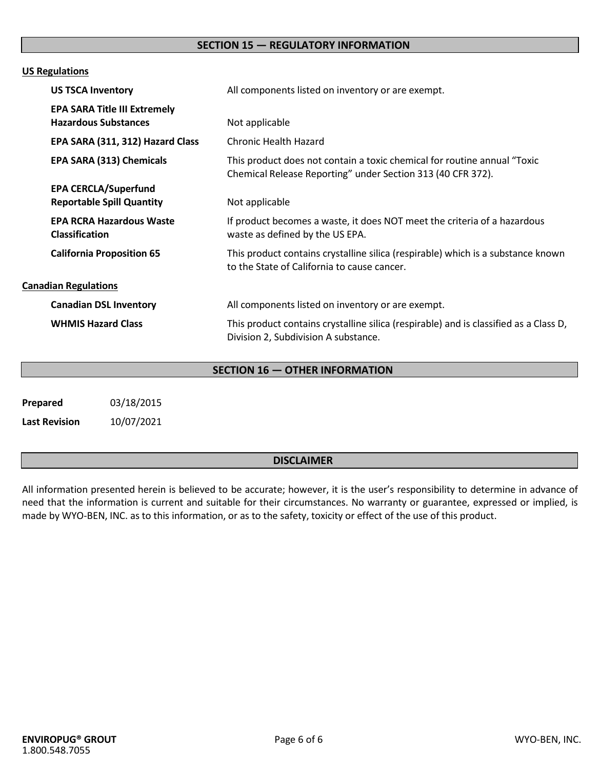## SECTION 15 — REGULATORY INFORMATION

**US Regulations**

| | |
|---|---|
| **US TSCA Inventory** | All components listed on inventory or are exempt. |
| **EPA SARA Title III Extremely Hazardous Substances** | Not applicable |
| **EPA SARA (311, 312) Hazard Class** | Chronic Health Hazard |
| **EPA SARA (313) Chemicals** | This product does not contain a toxic chemical for routine annual "Toxic Chemical Release Reporting" under Section 313 (40 CFR 372). |
| **EPA CERCLA/Superfund Reportable Spill Quantity** | Not applicable |
| **EPA RCRA Hazardous Waste Classification** | If product becomes a waste, it does NOT meet the criteria of a hazardous waste as defined by the US EPA. |
| **California Proposition 65** | This product contains crystalline silica (respirable) which is a substance known to the State of California to cause cancer. |

**Canadian Regulations**

| | |
|---|---|
| **Canadian DSL Inventory** | All components listed on inventory or are exempt. |
| **WHMIS Hazard Class** | This product contains crystalline silica (respirable) and is classified as a Class D, Division 2, Subdivision A substance. |

## SECTION 16 — OTHER INFORMATION

**Prepared** 03/18/2015

**Last Revision** 10/07/2021

## DISCLAIMER

All information presented herein is believed to be accurate; however, it is the user's responsibility to determine in advance of need that the information is current and suitable for their circumstances. No warranty or guarantee, expressed or implied, is made by WYO-BEN, INC. as to this information, or as to the safety, toxicity or effect of the use of this product.